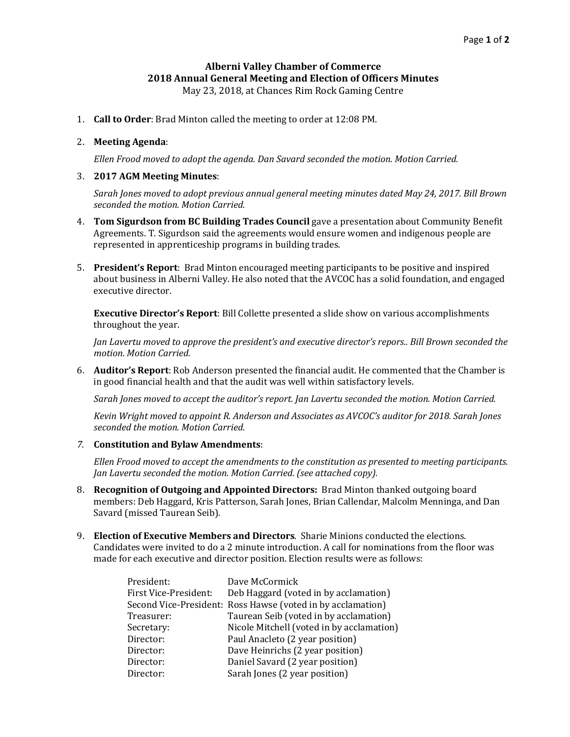# Alberni Valley Chamber of Commerce
## 2018 Annual General Meeting and Election of Officers Minutes

May 23, 2018, at Chances Rim Rock Gaming Centre

1. **Call to Order**: Brad Minton called the meeting to order at 12:08 PM.

2. **Meeting Agenda**:

   *Ellen Frood moved to adopt the agenda. Dan Savard seconded the motion. Motion Carried.*

3. **2017 AGM Meeting Minutes**:

   *Sarah Jones moved to adopt previous annual general meeting minutes dated May 24, 2017. Bill Brown seconded the motion. Motion Carried.*

4. **Tom Sigurdson from BC Building Trades Council** gave a presentation about Community Benefit Agreements. T. Sigurdson said the agreements would ensure women and indigenous people are represented in apprenticeship programs in building trades.

5. **President's Report**: Brad Minton encouraged meeting participants to be positive and inspired about business in Alberni Valley. He also noted that the AVCOC has a solid foundation, and engaged executive director.

   **Executive Director's Report**: Bill Collette presented a slide show on various accomplishments throughout the year.

   *Jan Lavertu moved to approve the president's and executive director's repors.. Bill Brown seconded the motion. Motion Carried.*

6. **Auditor's Report**: Rob Anderson presented the financial audit. He commented that the Chamber is in good financial health and that the audit was well within satisfactory levels.

   *Sarah Jones moved to accept the auditor's report. Jan Lavertu seconded the motion. Motion Carried.*

   *Kevin Wright moved to appoint R. Anderson and Associates as AVCOC's auditor for 2018. Sarah Jones seconded the motion. Motion Carried.*

7. **Constitution and Bylaw Amendments**:

   *Ellen Frood moved to accept the amendments to the constitution as presented to meeting participants. Jan Lavertu seconded the motion. Motion Carried. (see attached copy).*

8. **Recognition of Outgoing and Appointed Directors:** Brad Minton thanked outgoing board members: Deb Haggard, Kris Patterson, Sarah Jones, Brian Callendar, Malcolm Menninga, and Dan Savard (missed Taurean Seib).

9. **Election of Executive Members and Directors**. Sharie Minions conducted the elections. Candidates were invited to do a 2 minute introduction. A call for nominations from the floor was made for each executive and director position. Election results were as follows:

| | |
|---|---|
| President: | Dave McCormick |
| First Vice-President: | Deb Haggard (voted in by acclamation) |
| Second Vice-President: | Ross Hawse (voted in by acclamation) |
| Treasurer: | Taurean Seib (voted in by acclamation) |
| Secretary: | Nicole Mitchell (voted in by acclamation) |
| Director: | Paul Anacleto (2 year position) |
| Director: | Dave Heinrichs (2 year position) |
| Director: | Daniel Savard (2 year position) |
| Director: | Sarah Jones (2 year position) |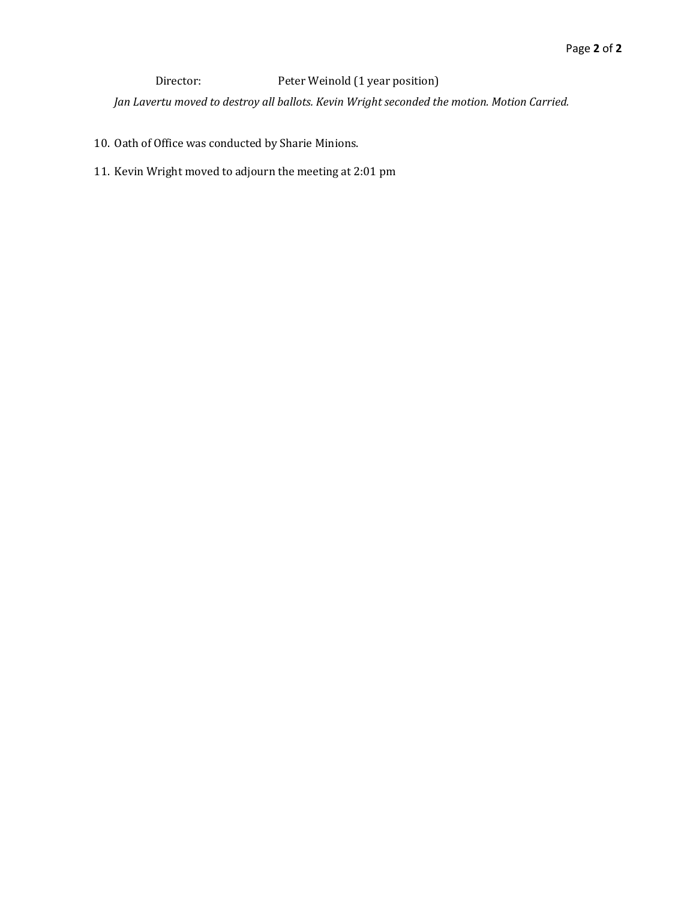Director: Peter Weinold (1 year position)

*Jan Lavertu moved to destroy all ballots. Kevin Wright seconded the motion. Motion Carried.*

10. Oath of Office was conducted by Sharie Minions.
11. Kevin Wright moved to adjourn the meeting at 2:01 pm